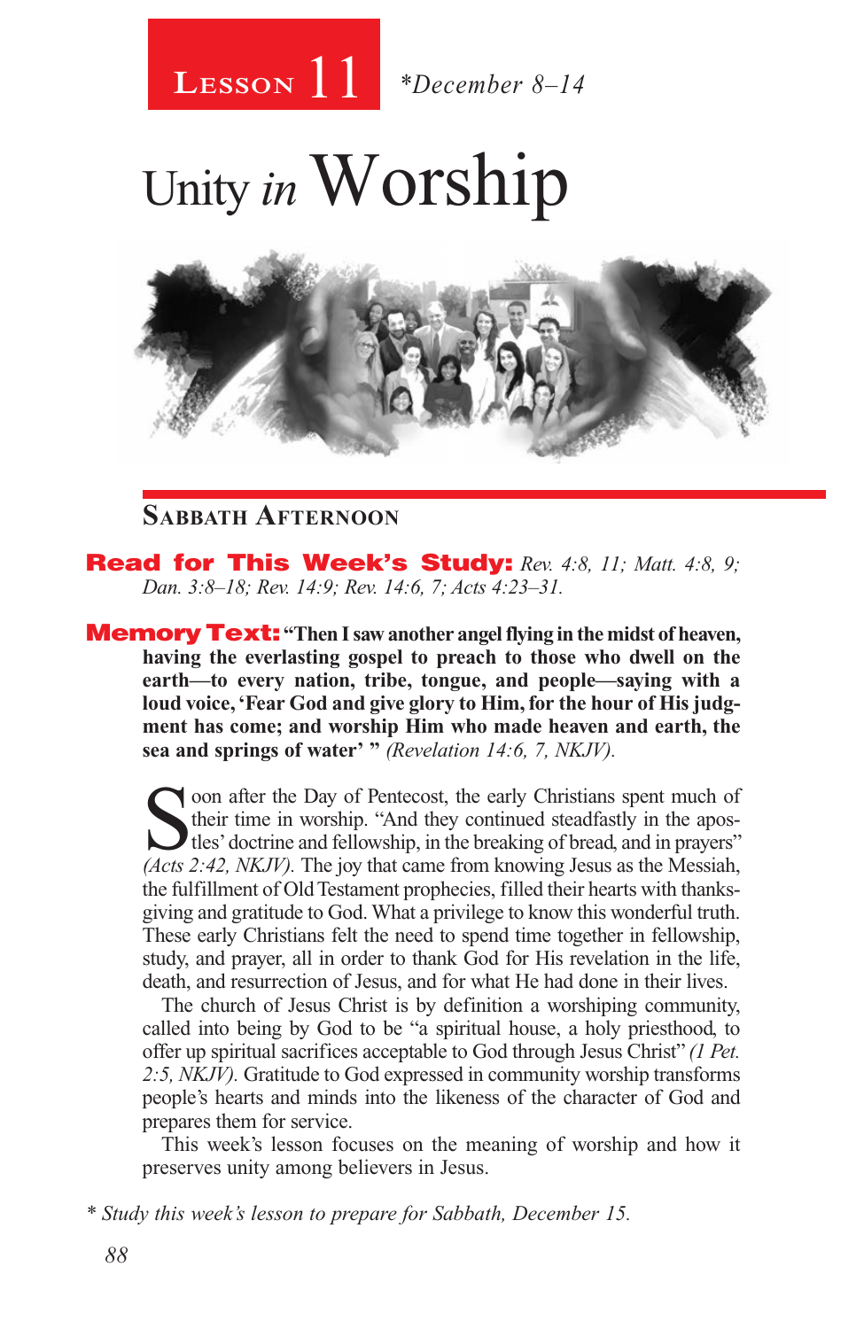Lesson 11 *December 8–14

# Unity *in* Worship

## Sabbath Afternoon

**Read for This Week's Study:** *Rev. 4:8, 11; Matt. 4:8, 9; Dan. 3:8–18; Rev. 14:9; Rev. 14:6, 7; Acts 4:23–31.*

**Memory Text: "Then I saw another angel flying in the midst of heaven, having the everlasting gospel to preach to those who dwell on the earth—to every nation, tribe, tongue, and people—saying with a loud voice, 'Fear God and give glory to Him, for the hour of His judgment has come; and worship Him who made heaven and earth, the sea and springs of water' "** *(Revelation 14:6, 7, NKJV).*

Soon after the Day of Pentecost, the early Christians spent much of their time in worship. "And they continued steadfastly in the apostles' doctrine and fellowship, in the breaking of bread, and in prayers" *(Acts 2:42, NKJV).* The joy that came from knowing Jesus as the Messiah, the fulfillment of Old Testament prophecies, filled their hearts with thanksgiving and gratitude to God. What a privilege to know this wonderful truth. These early Christians felt the need to spend time together in fellowship, study, and prayer, all in order to thank God for His revelation in the life, death, and resurrection of Jesus, and for what He had done in their lives.

The church of Jesus Christ is by definition a worshiping community, called into being by God to be "a spiritual house, a holy priesthood, to offer up spiritual sacrifices acceptable to God through Jesus Christ" *(1 Pet. 2:5, NKJV).* Gratitude to God expressed in community worship transforms people's hearts and minds into the likeness of the character of God and prepares them for service.

This week's lesson focuses on the meaning of worship and how it preserves unity among believers in Jesus.

*\* Study this week's lesson to prepare for Sabbath, December 15.*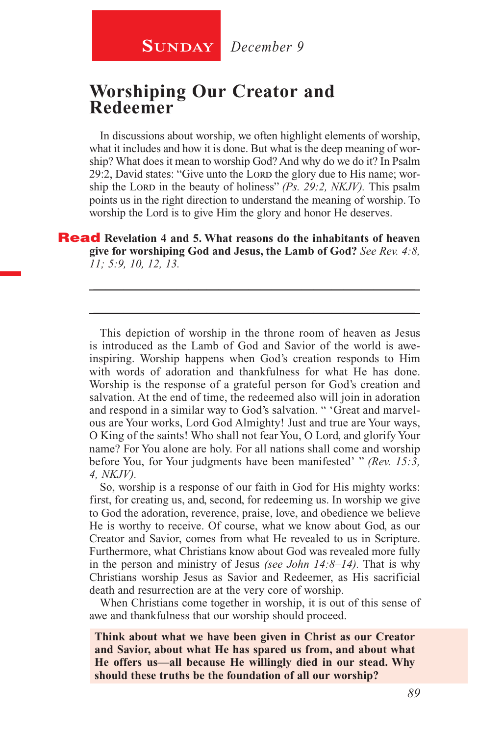**SUNDAY** *December 9*

# Worshiping Our Creator and Redeemer

In discussions about worship, we often highlight elements of worship, what it includes and how it is done. But what is the deep meaning of worship? What does it mean to worship God? And why do we do it? In Psalm 29:2, David states: "Give unto the LORD the glory due to His name; worship the LORD in the beauty of holiness" *(Ps. 29:2, NKJV).* This psalm points us in the right direction to understand the meaning of worship. To worship the Lord is to give Him the glory and honor He deserves.

**Read Revelation 4 and 5. What reasons do the inhabitants of heaven give for worshiping God and Jesus, the Lamb of God?** *See Rev. 4:8, 11; 5:9, 10, 12, 13.*

---

---

This depiction of worship in the throne room of heaven as Jesus is introduced as the Lamb of God and Savior of the world is awe-inspiring. Worship happens when God's creation responds to Him with words of adoration and thankfulness for what He has done. Worship is the response of a grateful person for God's creation and salvation. At the end of time, the redeemed also will join in adoration and respond in a similar way to God's salvation. " 'Great and marvelous are Your works, Lord God Almighty! Just and true are Your ways, O King of the saints! Who shall not fear You, O Lord, and glorify Your name? For You alone are holy. For all nations shall come and worship before You, for Your judgments have been manifested' " *(Rev. 15:3, 4, NKJV).*

So, worship is a response of our faith in God for His mighty works: first, for creating us, and, second, for redeeming us. In worship we give to God the adoration, reverence, praise, love, and obedience we believe He is worthy to receive. Of course, what we know about God, as our Creator and Savior, comes from what He revealed to us in Scripture. Furthermore, what Christians know about God was revealed more fully in the person and ministry of Jesus *(see John 14:8–14).* That is why Christians worship Jesus as Savior and Redeemer, as His sacrificial death and resurrection are at the very core of worship.

When Christians come together in worship, it is out of this sense of awe and thankfulness that our worship should proceed.

**Think about what we have been given in Christ as our Creator and Savior, about what He has spared us from, and about what He offers us—all because He willingly died in our stead. Why should these truths be the foundation of all our worship?**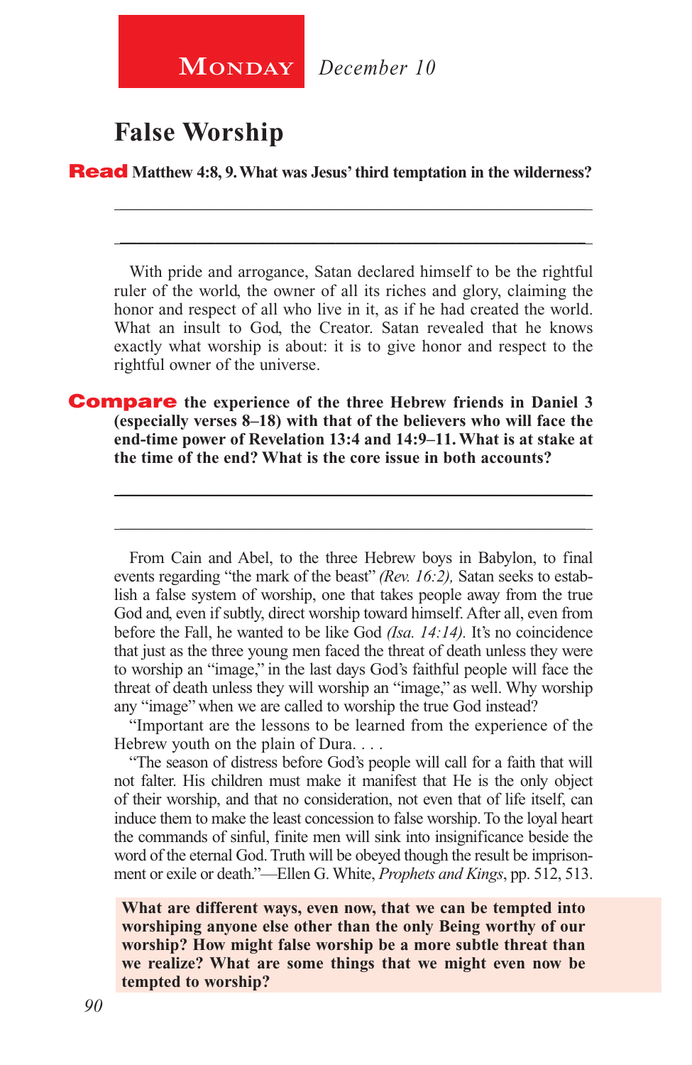**Monday** *December 10*

# False Worship

**Read Matthew 4:8, 9. What was Jesus' third temptation in the wilderness?**

\_\_\_\_\_\_\_\_\_\_\_\_\_\_\_\_\_\_\_\_\_\_\_\_\_\_\_\_\_\_\_\_\_\_\_\_\_\_\_\_\_\_\_\_\_\_\_\_\_\_\_\_\_\_\_\_\_\_\_\_

\_\_\_\_\_\_\_\_\_\_\_\_\_\_\_\_\_\_\_\_\_\_\_\_\_\_\_\_\_\_\_\_\_\_\_\_\_\_\_\_\_\_\_\_\_\_\_\_\_\_\_\_\_\_\_\_\_\_\_\_

With pride and arrogance, Satan declared himself to be the rightful ruler of the world, the owner of all its riches and glory, claiming the honor and respect of all who live in it, as if he had created the world. What an insult to God, the Creator. Satan revealed that he knows exactly what worship is about: it is to give honor and respect to the rightful owner of the universe.

**Compare the experience of the three Hebrew friends in Daniel 3 (especially verses 8–18) with that of the believers who will face the end-time power of Revelation 13:4 and 14:9–11. What is at stake at the time of the end? What is the core issue in both accounts?**

\_\_\_\_\_\_\_\_\_\_\_\_\_\_\_\_\_\_\_\_\_\_\_\_\_\_\_\_\_\_\_\_\_\_\_\_\_\_\_\_\_\_\_\_\_\_\_\_\_\_\_\_\_\_\_\_\_\_\_\_

\_\_\_\_\_\_\_\_\_\_\_\_\_\_\_\_\_\_\_\_\_\_\_\_\_\_\_\_\_\_\_\_\_\_\_\_\_\_\_\_\_\_\_\_\_\_\_\_\_\_\_\_\_\_\_\_\_\_\_\_

From Cain and Abel, to the three Hebrew boys in Babylon, to final events regarding "the mark of the beast" *(Rev. 16:2),* Satan seeks to establish a false system of worship, one that takes people away from the true God and, even if subtly, direct worship toward himself. After all, even from before the Fall, he wanted to be like God *(Isa. 14:14).* It's no coincidence that just as the three young men faced the threat of death unless they were to worship an "image," in the last days God's faithful people will face the threat of death unless they will worship an "image," as well. Why worship any "image" when we are called to worship the true God instead?

"Important are the lessons to be learned from the experience of the Hebrew youth on the plain of Dura. . . .

"The season of distress before God's people will call for a faith that will not falter. His children must make it manifest that He is the only object of their worship, and that no consideration, not even that of life itself, can induce them to make the least concession to false worship. To the loyal heart the commands of sinful, finite men will sink into insignificance beside the word of the eternal God. Truth will be obeyed though the result be imprisonment or exile or death."—Ellen G. White, *Prophets and Kings*, pp. 512, 513.

**What are different ways, even now, that we can be tempted into worshiping anyone else other than the only Being worthy of our worship? How might false worship be a more subtle threat than we realize? What are some things that we might even now be tempted to worship?**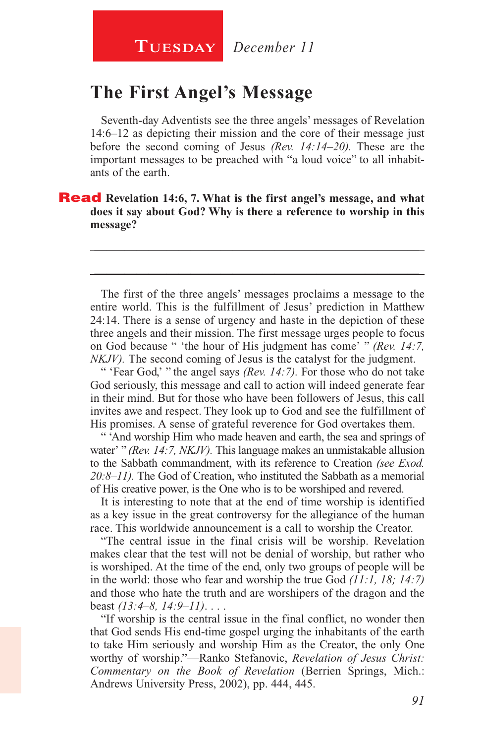**Tuesday** *December 11*

# The First Angel's Message

Seventh-day Adventists see the three angels' messages of Revelation 14:6–12 as depicting their mission and the core of their message just before the second coming of Jesus *(Rev. 14:14–20).* These are the important messages to be preached with "a loud voice" to all inhabitants of the earth.

**Read Revelation 14:6, 7. What is the first angel's message, and what does it say about God? Why is there a reference to worship in this message?**

---

---

The first of the three angels' messages proclaims a message to the entire world. This is the fulfillment of Jesus' prediction in Matthew 24:14. There is a sense of urgency and haste in the depiction of these three angels and their mission. The first message urges people to focus on God because " 'the hour of His judgment has come' " *(Rev. 14:7, NKJV).* The second coming of Jesus is the catalyst for the judgment.

" 'Fear God,' " the angel says *(Rev. 14:7).* For those who do not take God seriously, this message and call to action will indeed generate fear in their mind. But for those who have been followers of Jesus, this call invites awe and respect. They look up to God and see the fulfillment of His promises. A sense of grateful reverence for God overtakes them.

" 'And worship Him who made heaven and earth, the sea and springs of water' " *(Rev. 14:7, NKJV).* This language makes an unmistakable allusion to the Sabbath commandment, with its reference to Creation *(see Exod. 20:8–11).* The God of Creation, who instituted the Sabbath as a memorial of His creative power, is the One who is to be worshiped and revered.

It is interesting to note that at the end of time worship is identified as a key issue in the great controversy for the allegiance of the human race. This worldwide announcement is a call to worship the Creator.

"The central issue in the final crisis will be worship. Revelation makes clear that the test will not be denial of worship, but rather who is worshiped. At the time of the end, only two groups of people will be in the world: those who fear and worship the true God *(11:1, 18; 14:7)* and those who hate the truth and are worshipers of the dragon and the beast *(13:4–8, 14:9–11)*. . . .

"If worship is the central issue in the final conflict, no wonder then that God sends His end-time gospel urging the inhabitants of the earth to take Him seriously and worship Him as the Creator, the only One worthy of worship."—Ranko Stefanovic, *Revelation of Jesus Christ: Commentary on the Book of Revelation* (Berrien Springs, Mich.: Andrews University Press, 2002), pp. 444, 445.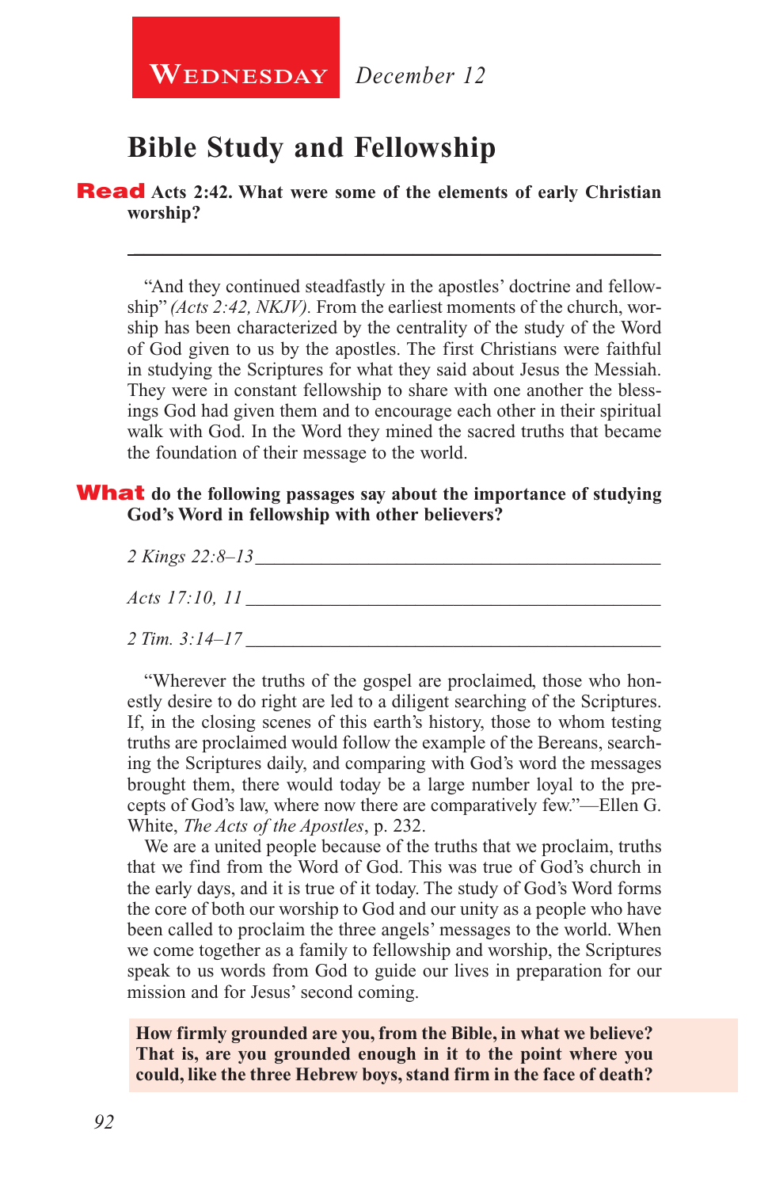**Wednesday** *December 12*

## Bible Study and Fellowship

**Read Acts 2:42. What were some of the elements of early Christian worship?**

---

"And they continued steadfastly in the apostles' doctrine and fellowship" *(Acts 2:42, NKJV).* From the earliest moments of the church, worship has been characterized by the centrality of the study of the Word of God given to us by the apostles. The first Christians were faithful in studying the Scriptures for what they said about Jesus the Messiah. They were in constant fellowship to share with one another the blessings God had given them and to encourage each other in their spiritual walk with God. In the Word they mined the sacred truths that became the foundation of their message to the world.

**What do the following passages say about the importance of studying God's Word in fellowship with other believers?**

*2 Kings 22:8–13* ____________________________________________

*Acts 17:10, 11* ____________________________________________

*2 Tim. 3:14–17* ____________________________________________

"Wherever the truths of the gospel are proclaimed, those who honestly desire to do right are led to a diligent searching of the Scriptures. If, in the closing scenes of this earth's history, those to whom testing truths are proclaimed would follow the example of the Bereans, searching the Scriptures daily, and comparing with God's word the messages brought them, there would today be a large number loyal to the precepts of God's law, where now there are comparatively few."—Ellen G. White, *The Acts of the Apostles*, p. 232.

We are a united people because of the truths that we proclaim, truths that we find from the Word of God. This was true of God's church in the early days, and it is true of it today. The study of God's Word forms the core of both our worship to God and our unity as a people who have been called to proclaim the three angels' messages to the world. When we come together as a family to fellowship and worship, the Scriptures speak to us words from God to guide our lives in preparation for our mission and for Jesus' second coming.

**How firmly grounded are you, from the Bible, in what we believe? That is, are you grounded enough in it to the point where you could, like the three Hebrew boys, stand firm in the face of death?**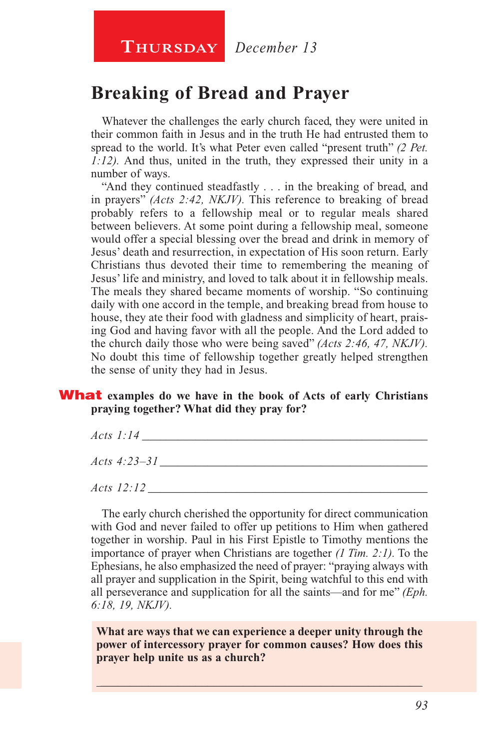**Thursday** *December 13*

## Breaking of Bread and Prayer

Whatever the challenges the early church faced, they were united in their common faith in Jesus and in the truth He had entrusted them to spread to the world. It's what Peter even called "present truth" *(2 Pet. 1:12).* And thus, united in the truth, they expressed their unity in a number of ways.

"And they continued steadfastly . . . in the breaking of bread, and in prayers" *(Acts 2:42, NKJV).* This reference to breaking of bread probably refers to a fellowship meal or to regular meals shared between believers. At some point during a fellowship meal, someone would offer a special blessing over the bread and drink in memory of Jesus' death and resurrection, in expectation of His soon return. Early Christians thus devoted their time to remembering the meaning of Jesus' life and ministry, and loved to talk about it in fellowship meals. The meals they shared became moments of worship. "So continuing daily with one accord in the temple, and breaking bread from house to house, they ate their food with gladness and simplicity of heart, praising God and having favor with all the people. And the Lord added to the church daily those who were being saved" *(Acts 2:46, 47, NKJV).* No doubt this time of fellowship together greatly helped strengthen the sense of unity they had in Jesus.

**What examples do we have in the book of Acts of early Christians praying together? What did they pray for?**

*Acts 1:14* ________________________________________

*Acts 4:23–31* ________________________________________

*Acts 12:12* ________________________________________

The early church cherished the opportunity for direct communication with God and never failed to offer up petitions to Him when gathered together in worship. Paul in his First Epistle to Timothy mentions the importance of prayer when Christians are together *(1 Tim. 2:1).* To the Ephesians, he also emphasized the need of prayer: "praying always with all prayer and supplication in the Spirit, being watchful to this end with all perseverance and supplication for all the saints—and for me" *(Eph. 6:18, 19, NKJV).*

**What are ways that we can experience a deeper unity through the power of intercessory prayer for common causes? How does this prayer help unite us as a church?**

________________________________________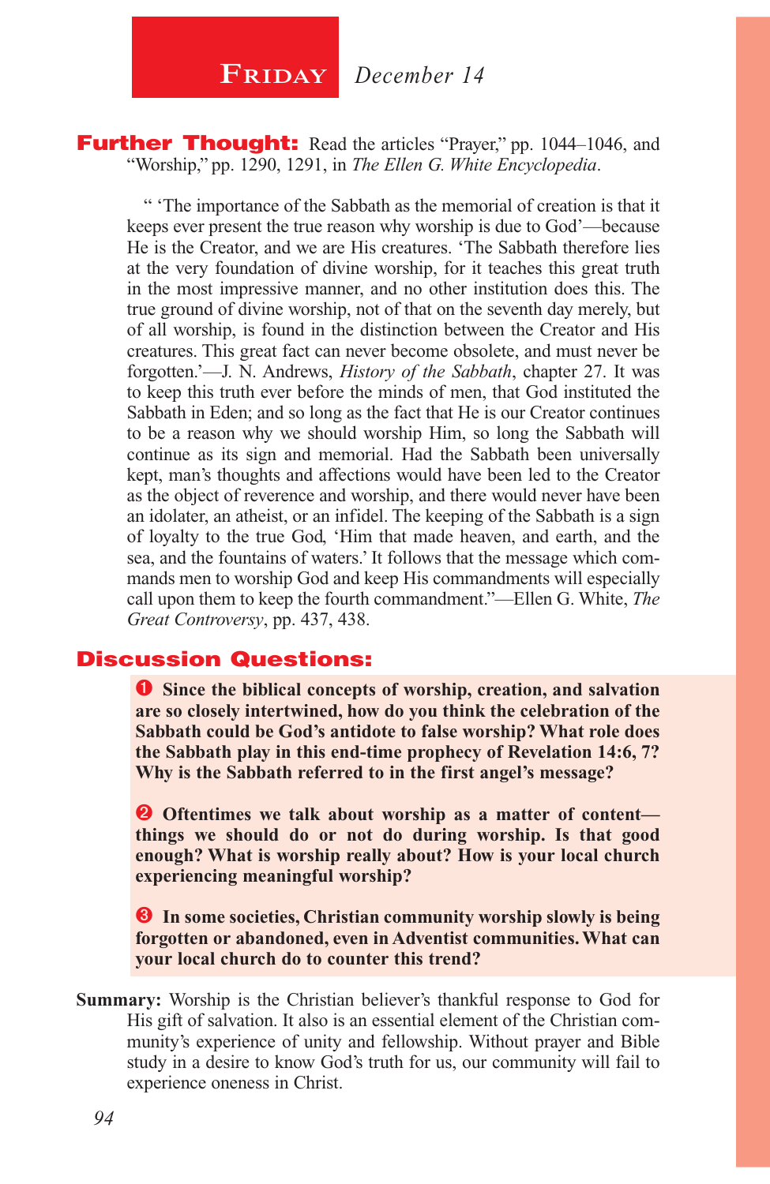## FRIDAY *December 14*

**Further Thought:** Read the articles "Prayer," pp. 1044–1046, and "Worship," pp. 1290, 1291, in *The Ellen G. White Encyclopedia*.

" 'The importance of the Sabbath as the memorial of creation is that it keeps ever present the true reason why worship is due to God'—because He is the Creator, and we are His creatures. 'The Sabbath therefore lies at the very foundation of divine worship, for it teaches this great truth in the most impressive manner, and no other institution does this. The true ground of divine worship, not of that on the seventh day merely, but of all worship, is found in the distinction between the Creator and His creatures. This great fact can never become obsolete, and must never be forgotten.'—J. N. Andrews, *History of the Sabbath*, chapter 27. It was to keep this truth ever before the minds of men, that God instituted the Sabbath in Eden; and so long as the fact that He is our Creator continues to be a reason why we should worship Him, so long the Sabbath will continue as its sign and memorial. Had the Sabbath been universally kept, man's thoughts and affections would have been led to the Creator as the object of reverence and worship, and there would never have been an idolater, an atheist, or an infidel. The keeping of the Sabbath is a sign of loyalty to the true God, 'Him that made heaven, and earth, and the sea, and the fountains of waters.' It follows that the message which commands men to worship God and keep His commandments will especially call upon them to keep the fourth commandment."—Ellen G. White, *The Great Controversy*, pp. 437, 438.

## Discussion Questions:

1. **Since the biblical concepts of worship, creation, and salvation are so closely intertwined, how do you think the celebration of the Sabbath could be God's antidote to false worship? What role does the Sabbath play in this end-time prophecy of Revelation 14:6, 7? Why is the Sabbath referred to in the first angel's message?**

2. **Oftentimes we talk about worship as a matter of content—things we should do or not do during worship. Is that good enough? What is worship really about? How is your local church experiencing meaningful worship?**

3. **In some societies, Christian community worship slowly is being forgotten or abandoned, even in Adventist communities. What can your local church do to counter this trend?**

**Summary:** Worship is the Christian believer's thankful response to God for His gift of salvation. It also is an essential element of the Christian community's experience of unity and fellowship. Without prayer and Bible study in a desire to know God's truth for us, our community will fail to experience oneness in Christ.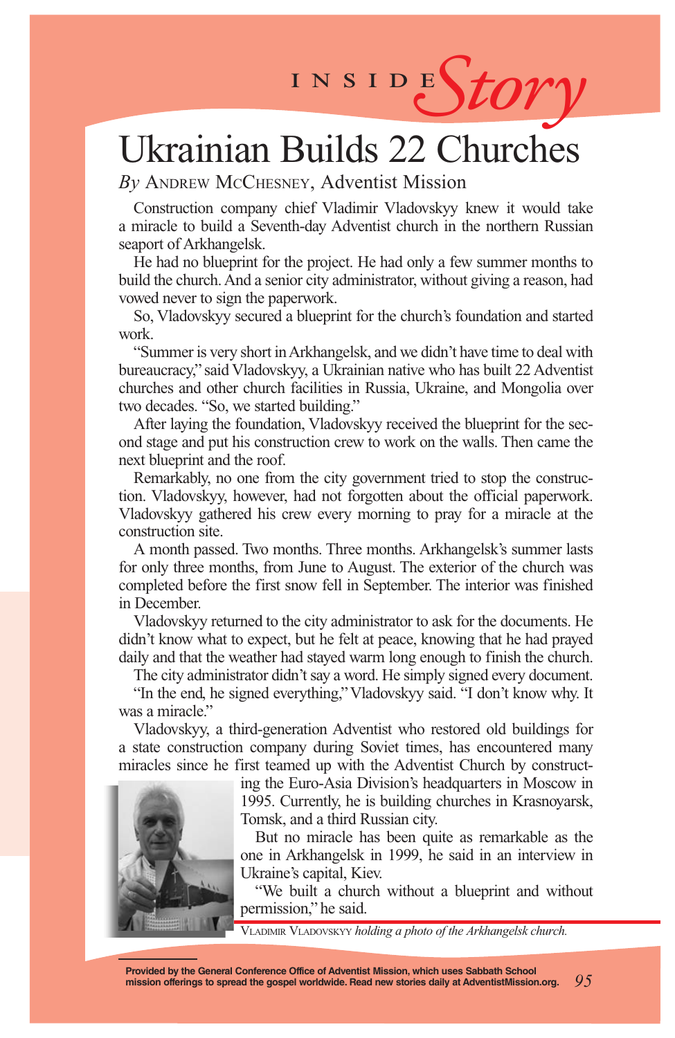INSIDE *Story*

# Ukrainian Builds 22 Churches

*By* Andrew McChesney, Adventist Mission

Construction company chief Vladimir Vladovskyy knew it would take a miracle to build a Seventh-day Adventist church in the northern Russian seaport of Arkhangelsk.

He had no blueprint for the project. He had only a few summer months to build the church. And a senior city administrator, without giving a reason, had vowed never to sign the paperwork.

So, Vladovskyy secured a blueprint for the church's foundation and started work.

"Summer is very short in Arkhangelsk, and we didn't have time to deal with bureaucracy," said Vladovskyy, a Ukrainian native who has built 22 Adventist churches and other church facilities in Russia, Ukraine, and Mongolia over two decades. "So, we started building."

After laying the foundation, Vladovskyy received the blueprint for the second stage and put his construction crew to work on the walls. Then came the next blueprint and the roof.

Remarkably, no one from the city government tried to stop the construction. Vladovskyy, however, had not forgotten about the official paperwork. Vladovskyy gathered his crew every morning to pray for a miracle at the construction site.

A month passed. Two months. Three months. Arkhangelsk's summer lasts for only three months, from June to August. The exterior of the church was completed before the first snow fell in September. The interior was finished in December.

Vladovskyy returned to the city administrator to ask for the documents. He didn't know what to expect, but he felt at peace, knowing that he had prayed daily and that the weather had stayed warm long enough to finish the church.

The city administrator didn't say a word. He simply signed every document.

"In the end, he signed everything," Vladovskyy said. "I don't know why. It was a miracle."

Vladovskyy, a third-generation Adventist who restored old buildings for a state construction company during Soviet times, has encountered many miracles since he first teamed up with the Adventist Church by constructing the Euro-Asia Division's headquarters in Moscow in 1995. Currently, he is building churches in Krasnoyarsk, Tomsk, and a third Russian city.

But no miracle has been quite as remarkable as the one in Arkhangelsk in 1999, he said in an interview in Ukraine's capital, Kiev.

"We built a church without a blueprint and without permission," he said.

Vladimir Vladovskyy *holding a photo of the Arkhangelsk church.*

**Provided by the General Conference Office of Adventist Mission, which uses Sabbath School mission offerings to spread the gospel worldwide. Read new stories daily at AdventistMission.org.**